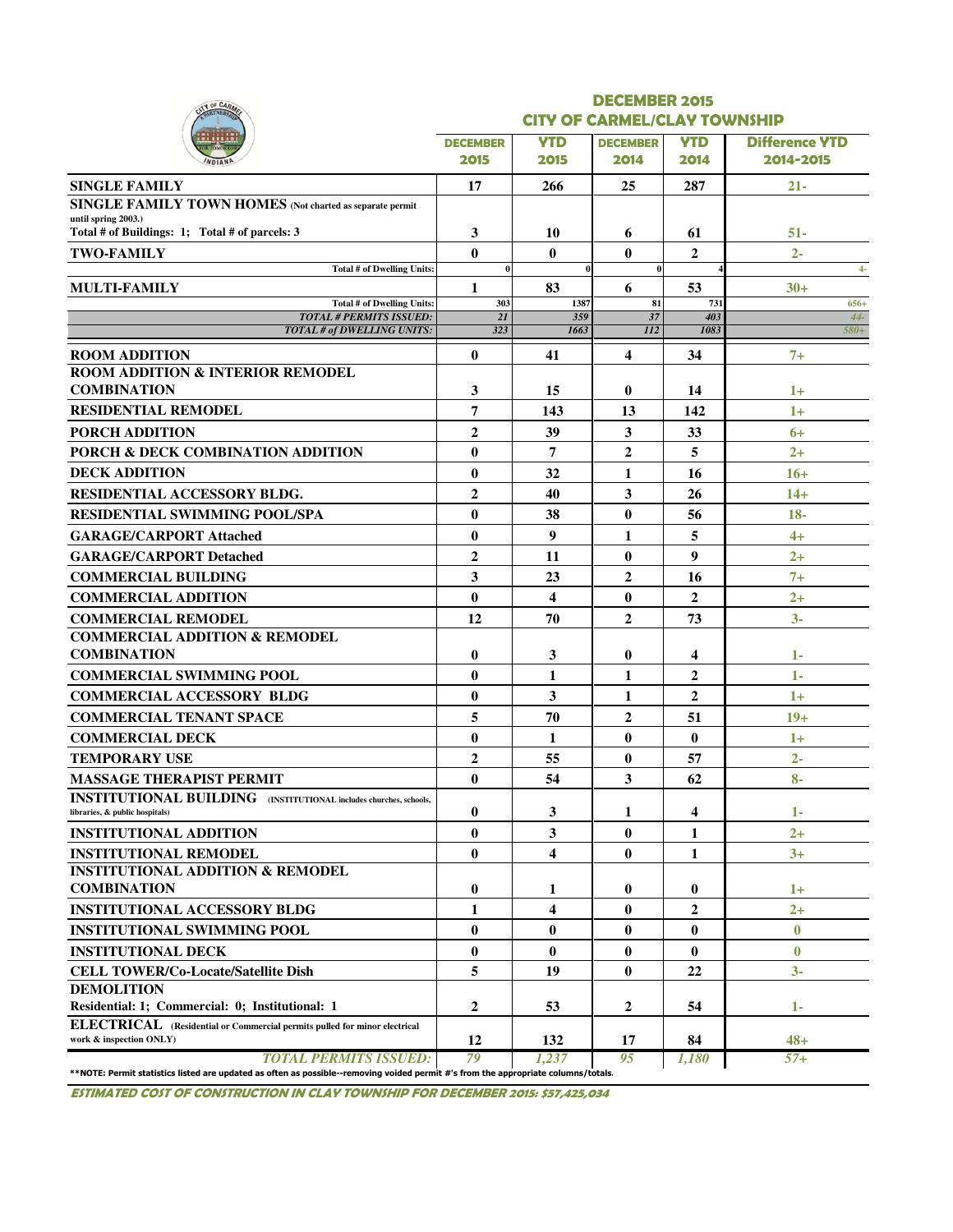# DECEMBER 2015
## CITY OF CARMEL/CLAY TOWNSHIP

| | DECEMBER 2015 | YTD 2015 | DECEMBER 2014 | YTD 2014 | Difference YTD 2014-2015 |
|---|---|---|---|---|---|
| **SINGLE FAMILY** | 17 | 266 | 25 | 287 | 21- |
| **SINGLE FAMILY TOWN HOMES** (Not charted as separate permit until spring 2003.) Total # of Buildings: 1; Total # of parcels: 3 | 3 | 10 | 6 | 61 | 51- |
| **TWO-FAMILY** | 0 | 0 | 0 | 2 | 2- |
| Total # of Dwelling Units: | 0 | 0 | 0 | 4 | 4- |
| **MULTI-FAMILY** | 1 | 83 | 6 | 53 | 30+ |
| Total # of Dwelling Units: | 303 | 1387 | 81 | 731 | 656+ |
| *TOTAL # PERMITS ISSUED:* | *21* | *359* | *37* | *403* | *44-* |
| *TOTAL # of DWELLING UNITS:* | *323* | *1663* | *112* | *1083* | *580+* |
| **ROOM ADDITION** | 0 | 41 | 4 | 34 | 7+ |
| **ROOM ADDITION & INTERIOR REMODEL COMBINATION** | 3 | 15 | 0 | 14 | 1+ |
| **RESIDENTIAL REMODEL** | 7 | 143 | 13 | 142 | 1+ |
| **PORCH ADDITION** | 2 | 39 | 3 | 33 | 6+ |
| **PORCH & DECK COMBINATION ADDITION** | 0 | 7 | 2 | 5 | 2+ |
| **DECK ADDITION** | 0 | 32 | 1 | 16 | 16+ |
| **RESIDENTIAL ACCESSORY BLDG.** | 2 | 40 | 3 | 26 | 14+ |
| **RESIDENTIAL SWIMMING POOL/SPA** | 0 | 38 | 0 | 56 | 18- |
| **GARAGE/CARPORT Attached** | 0 | 9 | 1 | 5 | 4+ |
| **GARAGE/CARPORT Detached** | 2 | 11 | 0 | 9 | 2+ |
| **COMMERCIAL BUILDING** | 3 | 23 | 2 | 16 | 7+ |
| **COMMERCIAL ADDITION** | 0 | 4 | 0 | 2 | 2+ |
| **COMMERCIAL REMODEL** | 12 | 70 | 2 | 73 | 3- |
| **COMMERCIAL ADDITION & REMODEL COMBINATION** | 0 | 3 | 0 | 4 | 1- |
| **COMMERCIAL SWIMMING POOL** | 0 | 1 | 1 | 2 | 1- |
| **COMMERCIAL ACCESSORY BLDG** | 0 | 3 | 1 | 2 | 1+ |
| **COMMERCIAL TENANT SPACE** | 5 | 70 | 2 | 51 | 19+ |
| **COMMERCIAL DECK** | 0 | 1 | 0 | 0 | 1+ |
| **TEMPORARY USE** | 2 | 55 | 0 | 57 | 2- |
| **MASSAGE THERAPIST PERMIT** | 0 | 54 | 3 | 62 | 8- |
| **INSTITUTIONAL BUILDING** (INSTITUTIONAL includes churches, schools, libraries, & public hospitals) | 0 | 3 | 1 | 4 | 1- |
| **INSTITUTIONAL ADDITION** | 0 | 3 | 0 | 1 | 2+ |
| **INSTITUTIONAL REMODEL** | 0 | 4 | 0 | 1 | 3+ |
| **INSTITUTIONAL ADDITION & REMODEL COMBINATION** | 0 | 1 | 0 | 0 | 1+ |
| **INSTITUTIONAL ACCESSORY BLDG** | 1 | 4 | 0 | 2 | 2+ |
| **INSTITUTIONAL SWIMMING POOL** | 0 | 0 | 0 | 0 | 0 |
| **INSTITUTIONAL DECK** | 0 | 0 | 0 | 0 | 0 |
| **CELL TOWER/Co-Locate/Satellite Dish** | 5 | 19 | 0 | 22 | 3- |
| **DEMOLITION** Residential: 1; Commercial: 0; Institutional: 1 | 2 | 53 | 2 | 54 | 1- |
| **ELECTRICAL** (Residential or Commercial permits pulled for minor electrical work & inspection ONLY) | 12 | 132 | 17 | 84 | 48+ |
| *TOTAL PERMITS ISSUED:* | *79* | *1,237* | *95* | *1,180* | *57+* |

**NOTE: Permit statistics listed are updated as often as possible--removing voided permit #'s from the appropriate columns/totals.

***ESTIMATED COST OF CONSTRUCTION IN CLAY TOWNSHIP FOR DECEMBER 2015: $57,425,034***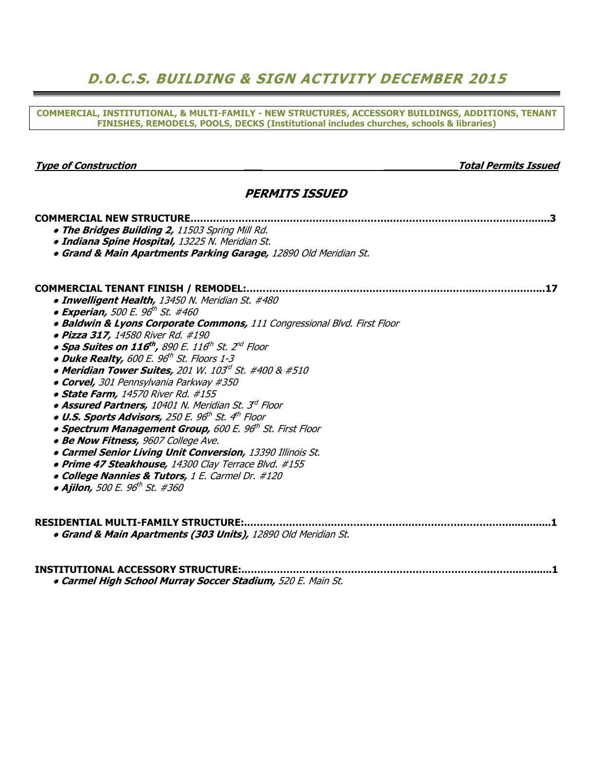# *D.O.C.S. BUILDING & SIGN ACTIVITY DECEMBER 2015*

**COMMERCIAL, INSTITUTIONAL, & MULTI-FAMILY - NEW STRUCTURES, ACCESSORY BUILDINGS, ADDITIONS, TENANT FINISHES, REMODELS, POOLS, DECKS (Institutional includes churches, schools & libraries)**

***Type of Construction*** — ***Total Permits Issued***

## *PERMITS ISSUED*

**COMMERCIAL NEW STRUCTURE........................................................................................................3**

- ***The Bridges Building 2,*** *11503 Spring Mill Rd.*
- ***Indiana Spine Hospital,*** *13225 N. Meridian St.*
- ***Grand & Main Apartments Parking Garage,*** *12890 Old Meridian St.*

**COMMERCIAL TENANT FINISH / REMODEL:.........................................................................................17**

- ***Inwelligent Health,*** *13450 N. Meridian St. #480*
- ***Experian,*** *500 E. 96th St. #460*
- ***Baldwin & Lyons Corporate Commons,*** *111 Congressional Blvd. First Floor*
- ***Pizza 317,*** *14580 River Rd. #190*
- ***Spa Suites on 116th,*** *890 E. 116th St. 2nd Floor*
- ***Duke Realty,*** *600 E. 96th St. Floors 1-3*
- ***Meridian Tower Suites,*** *201 W. 103rd St. #400 & #510*
- ***Corvel,*** *301 Pennsylvania Parkway #350*
- ***State Farm,*** *14570 River Rd. #155*
- ***Assured Partners,*** *10401 N. Meridian St. 3rd Floor*
- ***U.S. Sports Advisors,*** *250 E. 96th St. 4th Floor*
- ***Spectrum Management Group,*** *600 E. 96th St. First Floor*
- ***Be Now Fitness,*** *9607 College Ave.*
- ***Carmel Senior Living Unit Conversion,*** *13390 Illinois St.*
- ***Prime 47 Steakhouse,*** *14300 Clay Terrace Blvd. #155*
- ***College Nannies & Tutors,*** *1 E. Carmel Dr. #120*
- ***Ajilon,*** *500 E. 96th St. #360*

**RESIDENTIAL MULTI-FAMILY STRUCTURE:.............................................................................................1**

- ***Grand & Main Apartments (303 Units),*** *12890 Old Meridian St.*

**INSTITUTIONAL ACCESSORY STRUCTURE:..............................................................................................1**

- ***Carmel High School Murray Soccer Stadium,*** *520 E. Main St.*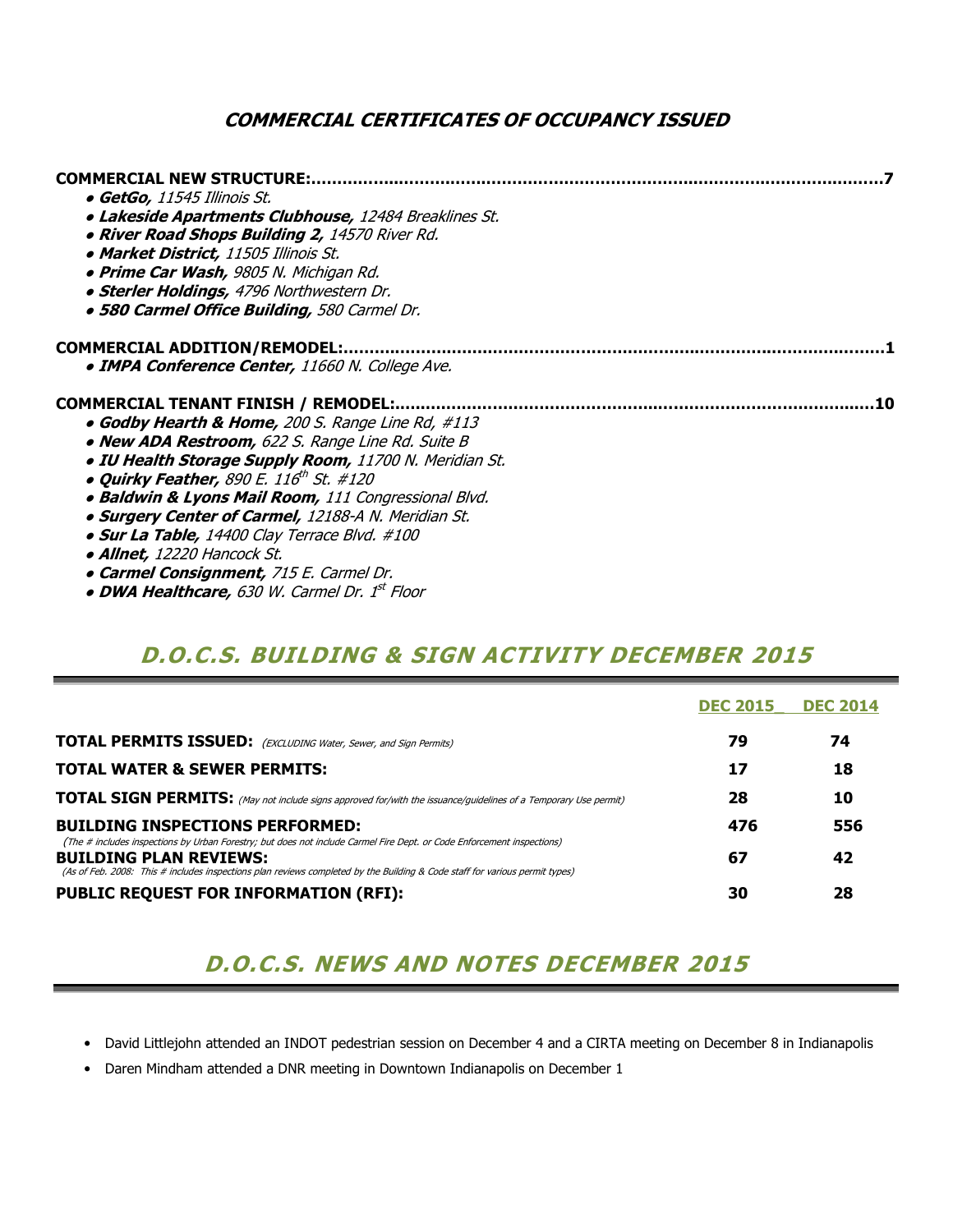## *COMMERCIAL CERTIFICATES OF OCCUPANCY ISSUED*

**COMMERCIAL NEW STRUCTURE:.................................................................................................................7**

- ***GetGo,*** *11545 Illinois St.*
- ***Lakeside Apartments Clubhouse,*** *12484 Breaklines St.*
- ***River Road Shops Building 2,*** *14570 River Rd.*
- ***Market District,*** *11505 Illinois St.*
- ***Prime Car Wash,*** *9805 N. Michigan Rd.*
- ***Sterler Holdings,*** *4796 Northwestern Dr.*
- ***580 Carmel Office Building,*** *580 Carmel Dr.*

**COMMERCIAL ADDITION/REMODEL:.........................................................................................................1**

- ***IMPA Conference Center,*** *11660 N. College Ave.*

**COMMERCIAL TENANT FINISH / REMODEL:...........................................................................................10**

- ***Godby Hearth & Home,*** *200 S. Range Line Rd, #113*
- ***New ADA Restroom,*** *622 S. Range Line Rd. Suite B*
- ***IU Health Storage Supply Room,*** *11700 N. Meridian St.*
- ***Quirky Feather,*** *890 E. 116th St. #120*
- ***Baldwin & Lyons Mail Room,*** *111 Congressional Blvd.*
- ***Surgery Center of Carmel,*** *12188-A N. Meridian St.*
- ***Sur La Table,*** *14400 Clay Terrace Blvd. #100*
- ***Allnet,*** *12220 Hancock St.*
- ***Carmel Consignment,*** *715 E. Carmel Dr.*
- ***DWA Healthcare,*** *630 W. Carmel Dr. 1st Floor*

## *D.O.C.S. BUILDING & SIGN ACTIVITY DECEMBER 2015*

| | DEC 2015 | DEC 2014 |
|---|---|---|
| **TOTAL PERMITS ISSUED:** *(EXCLUDING Water, Sewer, and Sign Permits)* | **79** | **74** |
| **TOTAL WATER & SEWER PERMITS:** | **17** | **18** |
| **TOTAL SIGN PERMITS:** *(May not include signs approved for/with the issuance/guidelines of a Temporary Use permit)* | **28** | **10** |
| **BUILDING INSPECTIONS PERFORMED:** *(The # includes inspections by Urban Forestry; but does not include Carmel Fire Dept. or Code Enforcement inspections)* | **476** | **556** |
| **BUILDING PLAN REVIEWS:** *(As of Feb. 2008: This # includes inspections plan reviews completed by the Building & Code staff for various permit types)* | **67** | **42** |
| **PUBLIC REQUEST FOR INFORMATION (RFI):** | **30** | **28** |

## *D.O.C.S. NEWS AND NOTES DECEMBER 2015*

- David Littlejohn attended an INDOT pedestrian session on December 4 and a CIRTA meeting on December 8 in Indianapolis
- Daren Mindham attended a DNR meeting in Downtown Indianapolis on December 1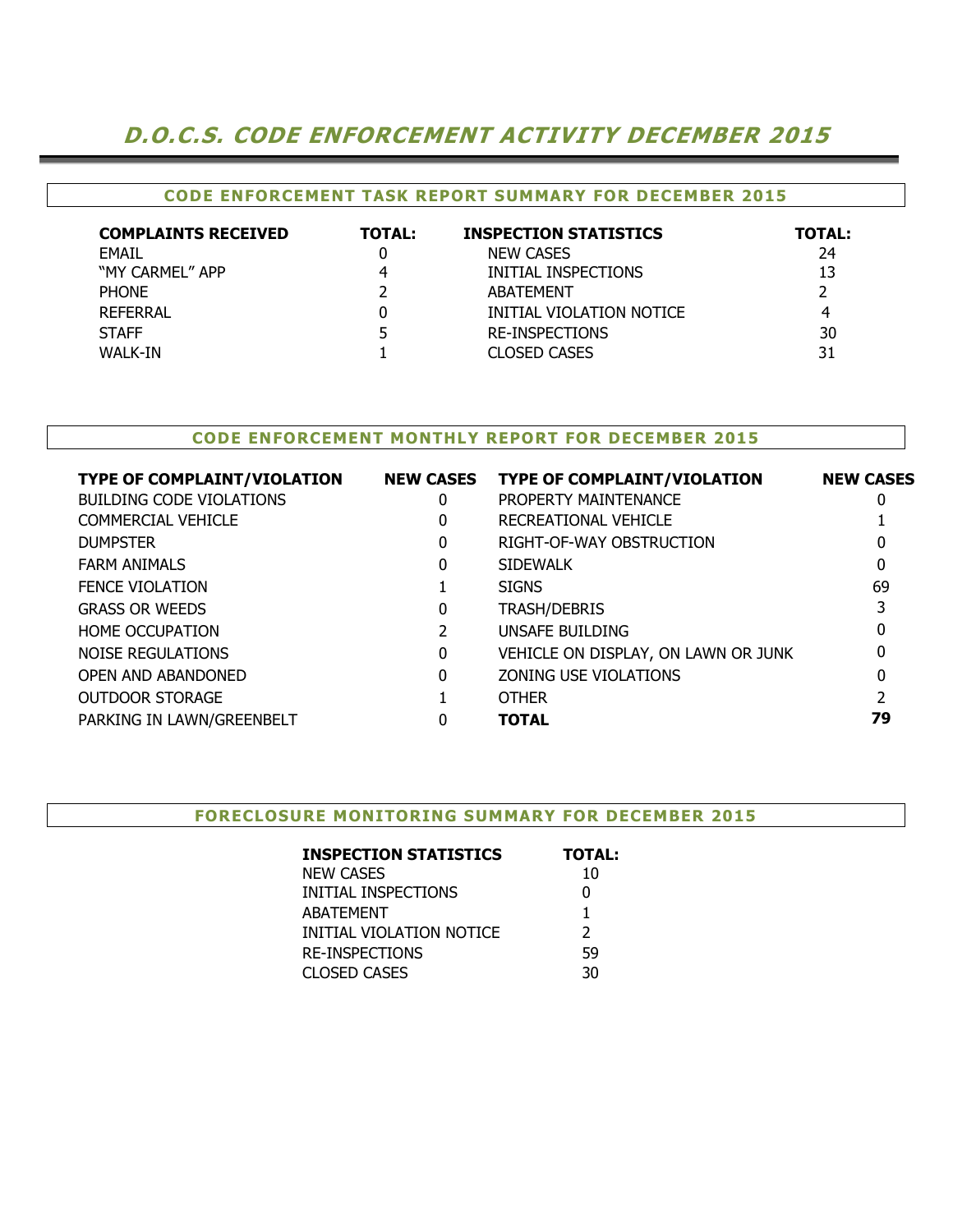# *D.O.C.S. CODE ENFORCEMENT ACTIVITY DECEMBER 2015*

## CODE ENFORCEMENT TASK REPORT SUMMARY FOR DECEMBER 2015

| COMPLAINTS RECEIVED | TOTAL: | INSPECTION STATISTICS | TOTAL: |
|---|---|---|---|
| EMAIL | 0 | NEW CASES | 24 |
| "MY CARMEL" APP | 4 | INITIAL INSPECTIONS | 13 |
| PHONE | 2 | ABATEMENT | 2 |
| REFERRAL | 0 | INITIAL VIOLATION NOTICE | 4 |
| STAFF | 5 | RE-INSPECTIONS | 30 |
| WALK-IN | 1 | CLOSED CASES | 31 |

## CODE ENFORCEMENT MONTHLY REPORT FOR DECEMBER 2015

| TYPE OF COMPLAINT/VIOLATION | NEW CASES | TYPE OF COMPLAINT/VIOLATION | NEW CASES |
|---|---|---|---|
| BUILDING CODE VIOLATIONS | 0 | PROPERTY MAINTENANCE | 0 |
| COMMERCIAL VEHICLE | 0 | RECREATIONAL VEHICLE | 1 |
| DUMPSTER | 0 | RIGHT-OF-WAY OBSTRUCTION | 0 |
| FARM ANIMALS | 0 | SIDEWALK | 0 |
| FENCE VIOLATION | 1 | SIGNS | 69 |
| GRASS OR WEEDS | 0 | TRASH/DEBRIS | 3 |
| HOME OCCUPATION | 2 | UNSAFE BUILDING | 0 |
| NOISE REGULATIONS | 0 | VEHICLE ON DISPLAY, ON LAWN OR JUNK | 0 |
| OPEN AND ABANDONED | 0 | ZONING USE VIOLATIONS | 0 |
| OUTDOOR STORAGE | 1 | OTHER | 2 |
| PARKING IN LAWN/GREENBELT | 0 | **TOTAL** | **79** |

## FORECLOSURE MONITORING SUMMARY FOR DECEMBER 2015

| INSPECTION STATISTICS | TOTAL: |
|---|---|
| NEW CASES | 10 |
| INITIAL INSPECTIONS | 0 |
| ABATEMENT | 1 |
| INITIAL VIOLATION NOTICE | 2 |
| RE-INSPECTIONS | 59 |
| CLOSED CASES | 30 |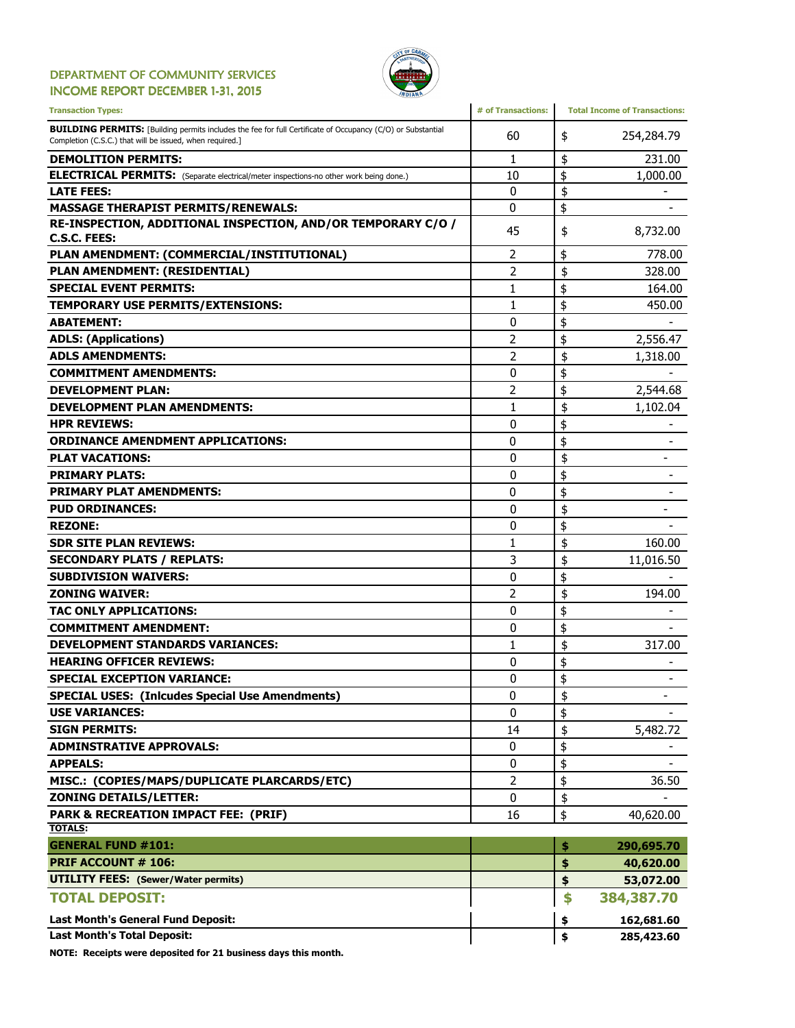## DEPARTMENT OF COMMUNITY SERVICES
## INCOME REPORT DECEMBER 1-31, 2015

| Transaction Types: | # of Transactions: | Total Income of Transactions: |
|---|---|---|
| **BUILDING PERMITS:** [Building permits includes the fee for full Certificate of Occupancy (C/O) or Substantial Completion (C.S.C.) that will be issued, when required.] | 60 | $ 254,284.79 |
| **DEMOLITION PERMITS:** | 1 | $ 231.00 |
| **ELECTRICAL PERMITS:** (Separate electrical/meter inspections-no other work being done.) | 10 | $ 1,000.00 |
| **LATE FEES:** | 0 | $ - |
| **MASSAGE THERAPIST PERMITS/RENEWALS:** | 0 | $ - |
| **RE-INSPECTION, ADDITIONAL INSPECTION, AND/OR TEMPORARY C/O / C.S.C. FEES:** | 45 | $ 8,732.00 |
| **PLAN AMENDMENT: (COMMERCIAL/INSTITUTIONAL)** | 2 | $ 778.00 |
| **PLAN AMENDMENT: (RESIDENTIAL)** | 2 | $ 328.00 |
| **SPECIAL EVENT PERMITS:** | 1 | $ 164.00 |
| **TEMPORARY USE PERMITS/EXTENSIONS:** | 1 | $ 450.00 |
| **ABATEMENT:** | 0 | $ - |
| **ADLS: (Applications)** | 2 | $ 2,556.47 |
| **ADLS AMENDMENTS:** | 2 | $ 1,318.00 |
| **COMMITMENT AMENDMENTS:** | 0 | $ - |
| **DEVELOPMENT PLAN:** | 2 | $ 2,544.68 |
| **DEVELOPMENT PLAN AMENDMENTS:** | 1 | $ 1,102.04 |
| **HPR REVIEWS:** | 0 | $ - |
| **ORDINANCE AMENDMENT APPLICATIONS:** | 0 | $ - |
| **PLAT VACATIONS:** | 0 | $ - |
| **PRIMARY PLATS:** | 0 | $ - |
| **PRIMARY PLAT AMENDMENTS:** | 0 | $ - |
| **PUD ORDINANCES:** | 0 | $ - |
| **REZONE:** | 0 | $ - |
| **SDR SITE PLAN REVIEWS:** | 1 | $ 160.00 |
| **SECONDARY PLATS / REPLATS:** | 3 | $ 11,016.50 |
| **SUBDIVISION WAIVERS:** | 0 | $ - |
| **ZONING WAIVER:** | 2 | $ 194.00 |
| **TAC ONLY APPLICATIONS:** | 0 | $ - |
| **COMMITMENT AMENDMENT:** | 0 | $ - |
| **DEVELOPMENT STANDARDS VARIANCES:** | 1 | $ 317.00 |
| **HEARING OFFICER REVIEWS:** | 0 | $ - |
| **SPECIAL EXCEPTION VARIANCE:** | 0 | $ - |
| **SPECIAL USES: (Inlcudes Special Use Amendments)** | 0 | $ - |
| **USE VARIANCES:** | 0 | $ - |
| **SIGN PERMITS:** | 14 | $ 5,482.72 |
| **ADMINSTRATIVE APPROVALS:** | 0 | $ - |
| **APPEALS:** | 0 | $ - |
| **MISC.: (COPIES/MAPS/DUPLICATE PLARCARDS/ETC)** | 2 | $ 36.50 |
| **ZONING DETAILS/LETTER:** | 0 | $ - |
| **PARK & RECREATION IMPACT FEE: (PRIF)** | 16 | $ 40,620.00 |
| **TOTALS:** | | |
| **GENERAL FUND #101:** | | **$ 290,695.70** |
| **PRIF ACCOUNT # 106:** | | **$ 40,620.00** |
| **UTILITY FEES: (Sewer/Water permits)** | | **$ 53,072.00** |
| **TOTAL DEPOSIT:** | | **$ 384,387.70** |
| **Last Month's General Fund Deposit:** | | **$ 162,681.60** |
| **Last Month's Total Deposit:** | | **$ 285,423.60** |

**NOTE: Receipts were deposited for 21 business days this month.**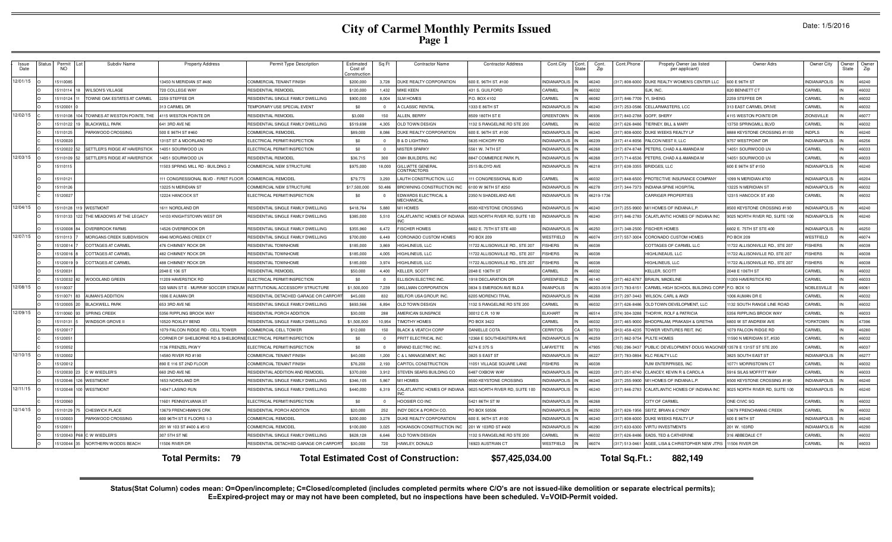# City of Carmel Monthly Permits Issued

## Page 1

Date: 1/5/2016

| Issue Date | Status | Permit NO | Lot | Subdiv Name | Property Address | Permit Type Description | Estimated Cost of Construction | Sq Ft | Contractor Name | Contractor Address | Cont.City | Cont. State | Cont. Zip | Cont.Phone | Propety Owner (as listed per applicant) | Owner Adrs | Owner City | Owner State | Owner Zip |
|---|---|---|---|---|---|---|---|---|---|---|---|---|---|---|---|---|---|---|---|
| 12/01/15 | O | 15110085 | | | 13450 N MERIDIAN ST #480 | COMMERCIAL TENANT FINISH | $200,000 | 3,728 | DUKE REALTY CORPORATION | 600 E. 96TH ST. #100 | INDIANAPOLIS | IN | 46240 | (317) 808-6000 | DUKE REALTY WOMEN'S CENTER LLC | 600 E 96TH ST | INDIANAPOLIS | IN | 46240 |
| | O | 15110114 | 18 | WILSON'S VILLAGE | 720 COLLEGE WAY | RESIDENTIAL REMODEL | $120,000 | 1,432 | MIKE KEEN | 431 S. GUILFORD | CARMEL | IN | 46032 | | EJK, INC. | 820 BENNETT CT | CARMEL | IN | 46032 |
| | O | 15110124 | 11 | TOWNE OAK ESTATES AT CARMEL | 2259 STEFFEE DR | RESIDENTIAL SINGLE FAMILY DWELLING | $900,000 | 8,004 | SLM HOMES | P.O. BOX 4102 | CARMEL | IN | 46082 | (317) 846-7709 | YI, SHENG | 2259 STEFFEE DR | CARMEL | IN | 46032 |
| | O | 15120001 | 0 | | 313 CARMEL DR | TEMPORARY USE SPECIAL EVENT | $0 | 0 | A CLASSIC RENTAL | 1333 E 86TH ST | INDIANAPOLIS | IN | 46240 | (317) 253-0586 | CELLARMASTERS, LCC | 313 EAST CARMEL DRIVE | CARMEL | IN | 46032 |
| 12/02/15 | C | 15110108 | 104 | TOWNES AT WESTON POINTE, THE | 4115 WESTON POINTE DR | RESIDENTIAL REMODEL | $3,000 | 150 | ALLEN, BERRY | 8509 180TH ST E | GREENTOWN | IN | 46936 | (317) 840-2788 | GOFF, SHERY | 4115 WESTON POINTE DR | ZIONSVILLE | IN | 46077 |
| | O | 15110122 | 19 | BLACKWELL PARK | 641 3RD AVE NE | RESIDENTIAL SINGLE FAMILY DWELLING | $519,698 | 4,305 | OLD TOWN DESIGN | 1132 S RANGELINE RD STE 200 | CARMEL | IN | 46032 | (317) 626-8486 | TIERNEY, BILL & MARY | 13750 SPRINGMILL BLVD | CARMEL | IN | 46032 |
| | O | 15110125 | | PARKWOOD CROSSING | 500 E 96TH ST #460 | COMMERCIAL REMODEL | $89,000 | 8,086 | DUKE REALTY CORPORATION | 600 E. 96TH ST. #100 | INDIANAPOLIS | IN | 46240 | (317) 808-6000 | DUKE WEEKS REALTY LP | 8888 KEYSTONE CROSSING #1100 | INDPLS | IN | 46240 |
| | C | 15120020 | | | 131ST ST & MOORLAND RD | ELECTRICAL PERMIT/INSPECTION | $0 | 0 | B & D LIGHTING | 5635 HICKORY RD | INDIANAPOLIS | IN | 46239 | (317) 414-8056 | FALCON NEST II, LLC | 9757 WESTPOINT DR | INDIANAPOLIS | IN | 46256 |
| | C | 15120022 | 52 | SETTLER'S RIDGE AT HAVERSTICK | 14051 SOURWOOD LN | ELECTRICAL PERMIT/INSPECTION | $0 | 0 | MISTER SPARKY | 5561 W. 74TH ST | INDIANAPOLIS | IN | 46268 | (317) 874-8748 | PETERS, CHAD A & AMANDA M | 14051 SOURWOOD LN | CARMEL | IN | 46033 |
| 12/03/15 | O | 15110109 | 52 | SETTLER'S RIDGE AT HAVERSTICK | 14051 SOURWOOD LN | RESIDENTIAL REMODEL | $36,715 | 300 | CMH BUILDERS, INC | 8847 COMMERCE PARK PL | INDIANAPOLIS | IN | 46268 | (317) 714-6536 | PETERS, CHAD A & AMANDA M | 14051 SOURWOOD LN | CARMEL | IN | 46033 |
| | O | 15110115 | | | 11503 SPRING MILL RD - BUILDING 2 | COMMERCIAL NEW STRUCTURE | $975,000 | 18,000 | GILLIATTE GENERAL CONTRACTORS | 2515 BLOYD AVE | INDIANAPOLIS | IN | 46218 | (317) 638-3355 | BRIDGES, LLC | 600 E 96TH ST #150 | INDIANAPOLIS | IN | 46240 |
| | O | 15110121 | | | 111 CONGRESSIONAL BLVD - FIRST FLOOR | COMMERCIAL REMODEL | $79,775 | 3,293 | LAUTH CONSTRUCTION, LLC | 111 CONGRESSIONAL BLVD | CARMEL | IN | 46032 | (317) 848-6500 | PROTECTIVE INSURANCE COMPANY | 1099 N MERIDIAN #700 | INDIANAPOLIS | IN | 46204 |
| | O | 15110126 | | | 13225 N MERIDIAN ST | COMMERCIAL NEW STRUCTURE | $17,500,000 | 50,486 | BROWNING CONSTRUCTION INC | 6100 W 96TH ST #250 | INDIANAPOLIS | IN | 46278 | (317) 344-7373 | INDIANA SPINE HOSPITAL | 13225 N MERIDIAN ST | INDIANAPOLIS | IN | 46032 |
| | C | 15120027 | | | 12224 HANCOCK ST | ELECTRICAL PERMIT/INSPECTION | $0 | 0 | EDWARDS ELECTRICAL & MECHANICAL | 2350 N SHADELAND AVE | INDIANAPOLIS | IN | 46219-1736 | | CARRIGER PROPERTIES | 12315 HANCOCK ST. #30 | CARMEL | IN | 46032 |
| 12/04/15 | O | 15110128 | 119 | WESTMONT | 1611 NORDLAND DR | RESIDENTIAL SINGLE FAMILY DWELLING | $418,764 | 5,880 | M/I HOMES | 8500 KEYSTONE CROSSING | INDIANAPOLIS | IN | 46240 | (317) 255-9900 | M/I HOMES OF INDIANA L.P. | 8500 KEYSTONE CROSSING #190 | INDIANAPOLIS | IN | 46240 |
| | O | 15110133 | 122 | THE MEADOWS AT THE LEGACY | 14103 KNIGHTSTOWN WEST DR | RESIDENTIAL SINGLE FAMILY DWELLING | $385,000 | 5,510 | CALATLANTIC HOMES OF INDIANA INC | 9025 NORTH RIVER RD, SUITE 100 | INDIANAPOLIS | IN | 46240 | (317) 846-2783 | CALATLANTIC HOMES OF INDIANA INC | 9025 NORTH RIVER RD, SUITE 100 | INDIANAPOLIS | IN | 46240 |
| | O | 15120008 | 84 | OVERBROOK FARMS | 14526 OVERBROOK DR | RESIDENTIAL SINGLE FAMILY DWELLING | $355,960 | 6,472 | FISCHER HOMES | 6602 E. 75TH ST STE 400 | INDIANAPOLIS | IN | 46250 | (317) 348-2500 | FISCHER HOMES | 6602 E. 75TH ST STE 400 | INDIANAPOLIS | IN | 46250 |
| 12/07/15 | O | 15110113 | 7 | MORGANS CREEK SUBDIVISION | 4946 MORGANS CREEK CT | RESIDENTIAL SINGLE FAMILY DWELLING | $700,000 | 6,449 | CORONADO CUSTOM HOMES | PO BOX 209 | WESTFIELD | IN | 46074 | (317) 557-3004 | CORONADO CUSTOM HOMES | PO BOX 209 | WESTFIELD | IN | 46074 |
| | O | 15120014 | 7 | COTTAGES AT CARMEL | 476 CHIMNEY ROCK DR | RESIDENTIAL TOWNHOME | $185,000 | 3,869 | HIGHLINEUS, LLC | 11722 ALLISONVILLE RD., STE 207 | FISHERS | IN | 46038 | | COTTAGES OF CARMEL LLC | 11722 ALLISONVILLE RD., STE 207 | FISHERS | IN | 46038 |
| | O | 15120016 | 8 | COTTAGES AT CARMEL | 482 CHIMNEY ROCK DR | RESIDENTIAL TOWNHOME | $185,000 | 4,005 | HIGHLINEUS, LLC | 11722 ALLISONVILLE RD., STE 207 | FISHERS | IN | 46038 | | HIGHLINEUS, LLC | 11722 ALLISONVILLE RD, STE 207 | FISHERS | IN | 46038 |
| | O | 15120019 | 9 | COTTAGES AT CARMEL | 488 CHIMNEY ROCK DR | RESIDENTIAL TOWNHOME | $185,000 | 3,974 | HIGHLINEUS, LLC | 11722 ALLISONVILLE RD., STE 207 | FISHERS | IN | 46038 | | HIGHLINEUS, LLC | 11722 ALLISONVILLE RD, STE 207 | FISHERS | IN | 46038 |
| | O | 15120031 | | | 2048 E 106 ST | RESIDENTIAL REMODEL | $50,000 | 4,400 | KELLER, SCOTT | 2048 E 106TH ST | CARMEL | IN | 46032 | | KELLER, SCOTT | 2048 E 106TH ST | CARMEL | IN | 46032 |
| | C | 15120032 | 82 | WOODLAND GREEN | 11209 HAVERSTICK RD | ELECTRICAL PERMIT/INSPECTION | $0 | 0 | ELLISON ELECTRIC INC. | 1918 DECLARATION DR | GREENFIELD | IN | 46140 | (317) 462-6787 | BRAUN, MADELINE | 11209 HAVERSTICK RD | CARMEL | IN | 46033 |
| 12/08/15 | O | 15110037 | | | 520 MAIN ST E - MURRAY SOCCER STADIUM | INSTITUTIONAL ACCESSORY STRUCTURE | $1,500,000 | 7,239 | SKILLMAN CORPORATION | 3834 S EMERSON AVE BLD A | INIANPOLIS | IN | 46203-3518 | (317) 783-6151 | CARMEL HIGH SCHOOL BUILDING CORP | P.O. BOX 10 | NOBLESVILLE | IN | 46061 |
| | O | 15110071 | 83 | AUMAN'S ADDITION | 1006 E AUMAN DR | RESIDENTIAL DETACHED GARAGE OR CARPORT | $45,000 | 832 | BELFOR USA GROUP, INC. | 6205 MORENCI TRAIL | INDIANAPOLIS | IN | 46268 | (317) 297-3443 | WILSON, CARL & ANDI | 1006 AUMAN DR E | CARMEL | IN | 46032 |
| | O | 15120005 | 20 | BLACKWELL PARK | 653 3RD AVE NE | RESIDENTIAL SINGLE FAMILY DWELLING | $693,566 | 6,894 | OLD TOWN DESIGN | 1132 S RANGELINE RD STE 200 | CARMEL | IN | 46032 | (317) 626-8486 | OLD TOWN DEVELOPMENT, LLC | 1132 SOUTH RANGE LINE ROAD | CARMEL | IN | 46032 |
| 12/09/15 | O | 15110060 | 93 | SPRING CREEK | 5356 RIPPLING BROOK WAY | RESIDENTIAL PORCH ADDITION | $30,000 | 288 | AMERICAN SUNSPACE | 30012 C.R. 10 W | ELKHART | IN | 46514 | (574) 304-3288 | THORYK, ROLF & PATRICIA | 5356 RIPPLING BROOK WAY | CARMEL | IN | 46033 |
| | O | 15110131 | 5 | WINDSOR GROVE II | 10520 ROXLEY BEND | RESIDENTIAL SINGLE FAMILY DWELLING | $1,500,000 | 10,954 | TIMOTHY HOMES | PO BOX 3422 | CARMEL | IN | 46032 | (317) 465-9000 | BHOOPALAM, PRAKASH & GRETHA | 6800 W ST ANDREW AVE | YORKTOWN | IN | 47396 |
| | O | 15120017 | | | 1079 FALCON RIDGE RD - CELL TOWER | COMMERCIAL CELL TOWER | $12,000 | 150 | BLACK & VEATCH CORP | DANIELLE COTA | CERRITOS | CA | 90703 | (913) 458-4235 | TOWER VENTURES REIT, INC | 1079 FALCON RIDGE RD | CARMEL | IN | 46280 |
| | C | 15120051 | | | CORNER OF SHELBORNE RD & SHELBORNE | ELECTRICAL PERMIT/INSPECTION | $0 | 0 | PRITT ELECTRICAL INC | 12368 E SOUTHEASTERN AVE | INDIANAPOLIS | IN | 46259 | (317) 862-9754 | PULTE HOMES | 11590 N MERIDIAN ST, #530 | CARMEL | IN | 46032 |
| | C | 15120052 | | | 1136 FRENZEL PKWY | ELECTRICAL PERMIT/INSPECTION | $0 | 0 | BRAND ELECTRIC INC. | 6274 E 375 S | LAFAYETTE | IN | 47905 | (765) 296-3437 | PUBLIC DEVELOPMENT-DOUG WAGONER | 13578 E 131ST ST STE 200 | CARMEL | IN | 46037 |
| 12/10/15 | O | 15120002 | | | 14580 RIVER RD #190 | COMMERCIAL TENANT FINISH | $40,000 | 1,200 | C & L MANAGEMENT, INC | 3825 S EAST ST | INDIANAPOLIS | IN | 46227 | (317) 783-0894 | KLC REALTY LLC | 3825 SOUTH EAST ST | INDIANAPOLIS | IN | 46277 |
| | O | 15120012 | | | 890 E 116 ST 2ND FLOOR | COMMERCIAL TENANT FINISH | $76,200 | 2,193 | CAPITOL CONSTRUCTION | 11051 VILLAGE SQUARE LANE | FISHERS | IN | 46038 | | RJW ENTERPRISES, INC | 10771 MORRISTOWN CT | CARMEL | IN | 46032 |
| | O | 15120030 | 23 | C W WIEDLER'S | 660 2ND AVE NE | RESIDENTIAL ADDITION AND REMODEL | $370,000 | 3,912 | STEVEN SEARS BUILDING CO | 6487 OXBOW WAY | INDIANAPOLIS | IN | 46220 | (317) 251-8740 | CLANCEY, KEVIN R & CAROL A | 5916 SILAS MOFFITT WAY | CARMEL | IN | 46033 |
| | O | 15120046 | 126 | WESTMONT | 1653 NORDLAND DR | RESIDENTIAL SINGLE FAMILY DWELLING | $346,105 | 5,867 | M/I HOMES | 8500 KEYSTONE CROSSING | INDIANAPOLIS | IN | 46240 | (317) 255-9900 | M/I HOMES OF INDIANA L.P. | 8500 KEYSTONE CROSSING #190 | INDIANAPOLIS | IN | 46240 |
| 12/11/15 | O | 15120048 | 100 | WESTMONT | 14047 LASINO RUN | RESIDENTIAL SINGLE FAMILY DWELLING | $440,000 | 6,319 | CALATLANTIC HOMES OF INDIANA INC | 9025 NORTH RIVER RD, SUITE 100 | INDIANAPOLIS | IN | 46240 | (317) 846-2783 | CALATLANTIC HOMES OF INDIANA INC | 9025 NORTH RIVER RD, SUITE 100 | INDIANAPOLIS | IN | 46240 |
| | C | 15120060 | | | 11601 PENNSYLVANIA ST | ELECTRICAL PERMIT/INSPECTION | $0 | 0 | HOOSIER CO INC | 5421 86TH ST W | INDIANAPOLIS | IN | 46268 | | CITY OF CARMEL | ONE CIVIC SQ | CARMEL | IN | 46032 |
| 12/14/15 | O | 15110129 | 75 | CHESWICK PLACE | 13679 FRENCHMAN'S CRK | RESIDENTIAL PORCH ADDITION | $20,000 | 252 | INDY DECK & PORCH CO. | PO BOX 50506 | INDIANAPOLIS | IN | 46250 | (317) 826-1956 | SEITZ, BRIAN & CYNDY | 13679 FRENCHMANS CREEK | CARMEL | IN | 46032 |
| | O | 15120003 | | PARKWOOD CROSSING | 600 96TH ST E FLOORS 1-3 | COMMERCIAL REMODEL | $200,000 | 3,278 | DUKE REALTY CORPORATION | 600 E. 96TH ST. #100 | INDIANAPOLIS | IN | 46240 | (317) 808-6000 | DUKE WEEKS REALTY LP | 600 E 96TH ST | INDIANAPOLIS | IN | 46240 |
| | O | 15120011 | | | 201 W 103 ST #400 & #510 | COMMERCIAL REMODEL | $100,000 | 3,025 | HOKANSON CONSTRUCTION INC | 201 W 103RD ST #400 | INDIANAPOLIS | IN | 46290 | (317) 633-6300 | VIRTU INVESTMENTS | 201 W. 103RD | INDIAMAPOLIS | IN | 46290 |
| | O | 15120043 | P68 | C W WIEDLER'S | 307 5TH ST NE | RESIDENTIAL SINGLE FAMILY DWELLING | $628,128 | 6,646 | OLD TOWN DESIGN | 1132 S RANGELINE RD STE 200 | CARMEL | IN | 46032 | (317) 626-8486 | EADS, TED & CATHERINE | 316 ABBEDALE CT | CARMEL | IN | 46032 |
| | O | 15120044 | 35 | NORTHERN WOODS BEACH | 11506 RIVER DR | RESIDENTIAL DETACHED GARAGE OR CARPORT | $30,000 | 720 | HAWLEY, DONALD | 16923 AUSTRIAN CT | WESTFIELD | IN | 46074 | (317) 513-0461 | AGEE, LISA & CHRISTOPHER NEW JTRS | 11506 RIVER DR | CARMEL | IN | 46033 |

**Total Permits: 79** **Total Estimated Cost of Construction: $57,425,034.00** **Total Sq.Ft.: 882,149**

**Status(Stat Column) codes mean: O=Open/incomplete; C=Closed/completed (includes completed permits where C/O's are not issued-like demolition or separate electrical permits); E=Expired-project may or may not have been completed, but no inspections have been scheduled. V=VOID-Permit voided.**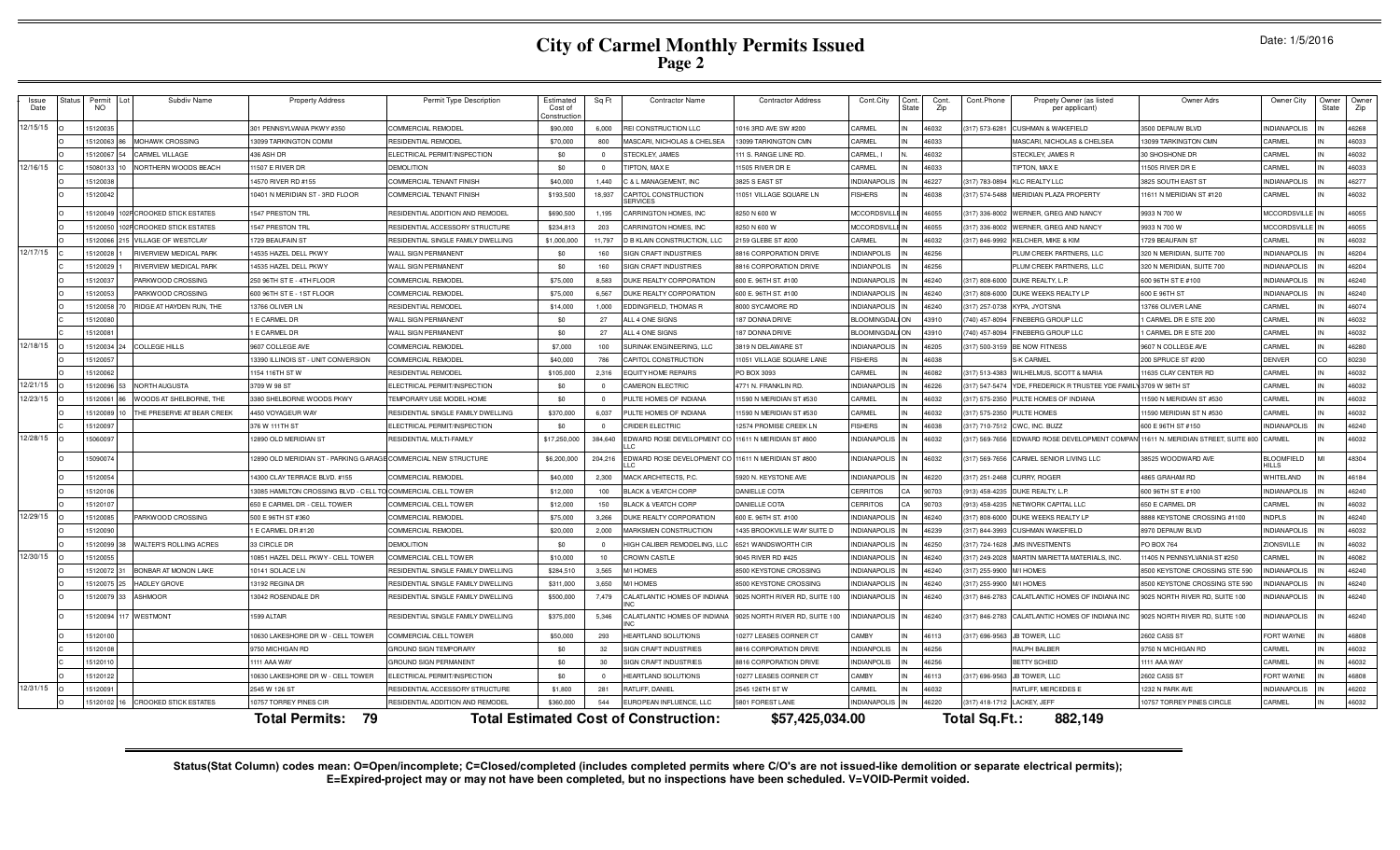# City of Carmel Monthly Permits Issued
## Page 2

Date: 1/5/2016

| Issue Date | Status | Permit NO | Lot | Subdiv Name | Property Address | Permit Type Description | Estimated Cost of Construction | Sq Ft | Contractor Name | Contractor Address | Cont.City | Cont. State | Cont. Zip | Cont.Phone | Propety Owner (as listed per applicant) | Owner Adrs | Owner City | Owner State | Owner Zip |
|---|---|---|---|---|---|---|---|---|---|---|---|---|---|---|---|---|---|---|---|
| 12/15/15 | O | 15120035 | | | 301 PENNSYLVANIA PKWY #350 | COMMERCIAL REMODEL | $90,000 | 6,000 | REI CONSTRUCTION LLC | 1016 3RD AVE SW #200 | CARMEL | IN | 46032 | (317) 573-6281 | CUSHMAN & WAKEFIELD | 3500 DEPAUW BLVD | INDIANAPOLIS | IN | 46268 |
| | O | 15120063 | 86 | MOHAWK CROSSING | 13099 TARKINGTON COMM | RESIDENTIAL REMODEL | $70,000 | 800 | MASCARI, NICHOLAS & CHELSEA | 13099 TARKINGTON CMN | CARMEL | IN | 46033 | | MASCARI, NICHOLAS & CHELSEA | 13099 TARKINGTON CMN | CARMEL | IN | 46033 |
| | O | 15120067 | 54 | CARMEL VILLAGE | 436 ASH DR | ELECTRICAL PERMIT/INSPECTION | $0 | 0 | STECKLEY, JAMES | 111 S. RANGE LINE RD. | CARMEL, I | N. | 46032 | | STECKLEY, JAMES R | 30 SHOSHONE DR | CARMEL | IN | 46032 |
| 12/16/15 | C | 15080133 | 10 | NORTHERN WOODS BEACH | 11507 E RIVER DR | DEMOLITION | $0 | 0 | TIPTON, MAX E | 11505 RIVER DR E | CARMEL | IN | 46033 | | TIPTON, MAX E | 11505 RIVER DR E | CARMEL | IN | 46033 |
| | O | 15120038 | | | 14570 RIVER RD #155 | COMMERCIAL TENANT FINISH | $40,000 | 1,440 | C & L MANAGEMENT, INC | 3825 S EAST ST | INDIANAPOLIS | IN | 46227 | (317) 783-0894 | KLC REALTY LLC | 3825 SOUTH EAST ST | INDIANAPOLIS | IN | 46277 |
| | O | 15120042 | | | 10401 N MERIDIAN ST - 3RD FLOOR | COMMERCIAL TENANT FINISH | $193,500 | 18,937 | CAPITOL CONSTRUCTION SERVICES | 11051 VILLAGE SQUARE LN | FISHERS | IN | 46038 | (317) 574-5488 | MERIDIAN PLAZA PROPERTY | 11611 N MERIDIAN ST #120 | CARMEL | IN | 46032 |
| | O | 15120049 | 102F | CROOKED STICK ESTATES | 1547 PRESTON TRL | RESIDENTIAL ADDITION AND REMODEL | $690,500 | 1,195 | CARRINGTON HOMES, INC | 8250 N 600 W | MCCORDSVILLE | IN | 46055 | (317) 336-8002 | WERNER, GREG AND NANCY | 9933 N 700 W | MCCORDSVILLE | IN | 46055 |
| | O | 15120050 | 102F | CROOKED STICK ESTATES | 1547 PRESTON TRL | RESIDENTIAL ACCESSORY STRUCTURE | $234,813 | 203 | CARRINGTON HOMES, INC | 8250 N 600 W | MCCORDSVILLE | IN | 46055 | (317) 336-8002 | WERNER, GREG AND NANCY | 9933 N 700 W | MCCORDSVILLE | IN | 46055 |
| | O | 15120066 | 215 | VILLAGE OF WESTCLAY | 1729 BEAUFAIN ST | RESIDENTIAL SINGLE FAMILY DWELLING | $1,000,000 | 11,797 | D B KLAIN CONSTRUCTION, LLC | 2159 GLEBE ST #200 | CARMEL | IN | 46032 | (317) 846-9992 | KELCHER, MIKE & KIM | 1729 BEAUFAIN ST | CARMEL | IN | 46032 |
| 12/17/15 | C | 15120028 | 1 | RIVERVIEW MEDICAL PARK | 14535 HAZEL DELL PKWY | WALL SIGN PERMANENT | $0 | 160 | SIGN CRAFT INDUSTRIES | 8816 CORPORATION DRIVE | INDIANPOLIS | IN | 46256 | | PLUM CREEK PARTNERS, LLC | 320 N MERIDIAN, SUITE 700 | INDIANAPOLIS | IN | 46204 |
| | C | 15120029 | 1 | RIVERVIEW MEDICAL PARK | 14535 HAZEL DELL PKWY | WALL SIGN PERMANENT | $0 | 160 | SIGN CRAFT INDUSTRIES | 8816 CORPORATION DRIVE | INDIANPOLIS | IN | 46256 | | PLUM CREEK PARTNERS, LLC | 320 N MERIDIAN, SUITE 700 | INDIANAPOLIS | IN | 46204 |
| | O | 15120037 | | PARKWOOD CROSSING | 250 96TH ST E - 4TH FLOOR | COMMERCIAL REMODEL | $75,000 | 8,583 | DUKE REALTY CORPORATION | 600 E. 96TH ST. #100 | INDIANAPOLIS | IN | 46240 | (317) 808-6000 | DUKE REALTY, L.P. | 600 96TH ST E #100 | INDIANAPOLIS | IN | 46240 |
| | O | 15120053 | | PARKWOOD CROSSING | 600 96TH ST E - 1ST FLOOR | COMMERCIAL REMODEL | $75,000 | 6,567 | DUKE REALTY CORPORATION | 600 E. 96TH ST. #100 | INDIANAPOLIS | IN | 46240 | (317) 808-6000 | DUKE WEEKS REALTY LP | 600 E 96TH ST | INDIANAPOLIS | IN | 46240 |
| | O | 15120058 | 70 | RIDGE AT HAYDEN RUN, THE | 13766 OLIVER LN | RESIDENTIAL REMODEL | $14,000 | 1,000 | EDDINGFIELD, THOMAS R | 8000 SYCAMORE RD | INDIANAPOLIS | IN | 46240 | (317) 257-0738 | KYPA, JYOTSNA | 13766 OLIVER LANE | CARMEL | IN | 46074 |
| | C | 15120080 | | | 1 E CARMEL DR | WALL SIGN PERMANENT | $0 | 27 | ALL 4 ONE SIGNS | 187 DONNA DRIVE | BLOOMINGDALE | ON | 43910 | (740) 457-8094 | FINEBERG GROUP LLC | 1 CARMEL DR E STE 200 | CARMEL | IN | 46032 |
| | C | 15120081 | | | 1 E CARMEL DR | WALL SIGN PERMANENT | $0 | 27 | ALL 4 ONE SIGNS | 187 DONNA DRIVE | BLOOMINGDALE | ON | 43910 | (740) 457-8094 | FINEBERG GROUP LLC | 1 CARMEL DR E STE 200 | CARMEL | IN | 46032 |
| 12/18/15 | O | 15120034 | 24 | COLLEGE HILLS | 9607 COLLEGE AVE | COMMERCIAL REMODEL | $7,000 | 100 | SURINAK ENGINEERING, LLC | 3819 N DELAWARE ST | INDIANAPOLIS | IN | 46205 | (317) 500-3159 | BE NOW FITNESS | 9607 N COLLEGE AVE | CARMEL | IN | 46280 |
| | O | 15120057 | | | 13390 ILLINOIS ST - UNIT CONVERSION | COMMERCIAL REMODEL | $40,000 | 786 | CAPITOL CONSTRUCTION | 11051 VILLAGE SQUARE LANE | FISHERS | IN | 46038 | | S-K CARMEL | 200 SPRUCE ST #200 | DENVER | CO | 80230 |
| | O | 15120062 | | | 1154 116TH ST W | RESIDENTIAL REMODEL | $105,000 | 2,316 | EQUITY HOME REPAIRS | PO BOX 3093 | CARMEL | IN | 46082 | (317) 513-4383 | WILHELMUS, SCOTT & MARIA | 11635 CLAY CENTER RD | CARMEL | IN | 46032 |
| 12/21/15 | O | 15120096 | 53 | NORTH AUGUSTA | 3709 W 98 ST | ELECTRICAL PERMIT/INSPECTION | $0 | 0 | CAMERON ELECTRIC | 4771 N. FRANKLIN RD. | INDIANAPOLIS | IN | 46226 | (317) 547-5474 | YDE, FREDERICK R TRUSTEE YDE FAMILY | 3709 W 98TH ST | CARMEL | IN | 46032 |
| 12/23/15 | O | 15120061 | 86 | WOODS AT SHELBORNE, THE | 3380 SHELBORNE WOODS PKWY | TEMPORARY USE MODEL HOME | $0 | 0 | PULTE HOMES OF INDIANA | 11590 N MERIDIAN ST #530 | CARMEL | IN | 46032 | (317) 575-2350 | PULTE HOMES OF INDIANA | 11590 N MERIDIAN ST #530 | CARMEL | IN | 46032 |
| | O | 15120089 | 10 | THE PRESERVE AT BEAR CREEK | 4450 VOYAGEUR WAY | RESIDENTIAL SINGLE FAMILY DWELLING | $370,000 | 6,037 | PULTE HOMES OF INDIANA | 11590 N MERIDIAN ST #530 | CARMEL | IN | 46032 | (317) 575-2350 | PULTE HOMES | 11590 MERIDIAN ST N #530 | CARMEL | IN | 46032 |
| | C | 15120097 | | | 376 W 111TH ST | ELECTRICAL PERMIT/INSPECTION | $0 | 0 | CRIDER ELECTRIC | 12574 PROMISE CREEK LN | FISHERS | IN | 46038 | (317) 710-7512 | CWC, INC. BUZZ | 600 E 96TH ST #150 | INDIANAPOLIS | IN | 46240 |
| 12/28/15 | O | 15060097 | | | 12890 OLD MERIDIAN ST | RESIDENTIAL MULTI-FAMILY | $17,250,000 | 384,640 | EDWARD ROSE DEVELOPMENT CO LLC | 11611 N MERIDIAN ST #800 | INDIANAPOLIS | IN | 46032 | (317) 569-7656 | EDWARD ROSE DEVELOPMENT COMPANY | 11611 N. MERIDIAN STREET, SUITE 800 | CARMEL | IN | 46032 |
| | O | 15090074 | | | 12890 OLD MERIDIAN ST - PARKING GARAGE | COMMERCIAL NEW STRUCTURE | $6,200,000 | 204,216 | EDWARD ROSE DEVELOPMENT CO LLC | 11611 N MERIDIAN ST #800 | INDIANAPOLIS | IN | 46032 | (317) 569-7656 | CARMEL SENIOR LIVING LLC | 38525 WOODWARD AVE | BLOOMFIELD HILLS | MI | 48304 |
| | O | 15120054 | | | 14300 CLAY TERRACE BLVD. #155 | COMMERCIAL REMODEL | $40,000 | 2,300 | MACK ARCHITECTS, P.C. | 5920 N. KEYSTONE AVE | INDIANAPOLIS | IN | 46220 | (317) 251-2468 | CURRY, ROGER | 4865 GRAHAM RD | WHITELAND | IN | 46184 |
| | O | 15120106 | | | 13085 HAMILTON CROSSING BLVD - CELL TOWER | COMMERCIAL CELL TOWER | $12,000 | 100 | BLACK & VEATCH CORP | DANIELLE COTA | CERRITOS | CA | 90703 | (913) 458-4235 | DUKE REALTY, L.P. | 600 96TH ST E #100 | INDIANAPOLIS | IN | 46240 |
| | O | 15120107 | | | 650 E CARMEL DR - CELL TOWER | COMMERCIAL CELL TOWER | $12,000 | 150 | BLACK & VEATCH CORP | DANIELLE COTA | CERRITOS | CA | 90703 | (913) 458-4235 | NETWORK CAPITAL LLC | 650 E CARMEL DR | CARMEL | IN | 46032 |
| 12/29/15 | O | 15120085 | | PARKWOOD CROSSING | 500 E 96TH ST #360 | COMMERCIAL REMODEL | $75,000 | 3,266 | DUKE REALTY CORPORATION | 600 E. 96TH ST. #100 | INDIANAPOLIS | IN | 46240 | (317) 808-6000 | DUKE WEEKS REALTY LP | 8888 KEYSTONE CROSSING #1100 | INDPLS | IN | 46240 |
| | O | 15120090 | | | 1 E CARMEL DR #120 | COMMERCIAL REMODEL | $20,000 | 2,000 | MARKSMEN CONSTRUCTION | 1435 BROOKVILLE WAY SUITE D | INDIANAPOLIS | IN | 46239 | (317) 844-3993 | CUSHMAN WAKEFIELD | 8970 DEPAUW BLVD | INDIANAPOLIS | IN | 46032 |
| | O | 15120099 | 38 | WALTER'S ROLLING ACRES | 33 CIRCLE DR | DEMOLITION | $0 | 0 | HIGH CALIBER REMODELING, LLC | 6521 WANDSWORTH CIR | INDIANAPOLIS | IN | 46250 | (317) 724-1628 | JMS INVESTMENTS | PO BOX 764 | ZIONSVILLE | IN | 46032 |
| 12/30/15 | O | 15120055 | | | 10851 HAZEL DELL PKWY - CELL TOWER | COMMERCIAL CELL TOWER | $10,000 | 10 | CROWN CASTLE | 9045 RIVER RD #425 | INDIANAPOLIS | IN | 46240 | (317) 249-2028 | MARTIN MARIETTA MATERIALS, INC. | 11405 N PENNSYLVANIA ST #250 | CARMEL | IN | 46082 |
| | O | 15120072 | 31 | BONBAR AT MONON LAKE | 10141 SOLACE LN | RESIDENTIAL SINGLE FAMILY DWELLING | $284,510 | 3,565 | M/I HOMES | 8500 KEYSTONE CROSSING | INDIANAPOLIS | IN | 46240 | (317) 255-9900 | M/I HOMES | 8500 KEYSTONE CROSSING STE 590 | INDIANAPOLIS | IN | 46240 |
| | O | 15120075 | 25 | HADLEY GROVE | 13192 REGINA DR | RESIDENTIAL SINGLE FAMILY DWELLING | $311,000 | 3,650 | M/I HOMES | 8500 KEYSTONE CROSSING | INDIANAPOLIS | IN | 46240 | (317) 255-9900 | M/I HOMES | 8500 KEYSTONE CROSSING STE 590 | INDIANAPOLIS | IN | 46240 |
| | O | 15120079 | 33 | ASHMOOR | 13042 ROSENDALE DR | RESIDENTIAL SINGLE FAMILY DWELLING | $500,000 | 7,479 | CALATLANTIC HOMES OF INDIANA INC | 9025 NORTH RIVER RD, SUITE 100 | INDIANAPOLIS | IN | 46240 | (317) 846-2783 | CALATLANTIC HOMES OF INDIANA INC | 9025 NORTH RIVER RD, SUITE 100 | INDIANAPOLIS | IN | 46240 |
| | O | 15120094 | 117 | WESTMONT | 1599 ALTAIR | RESIDENTIAL SINGLE FAMILY DWELLING | $375,000 | 5,346 | CALATLANTIC HOMES OF INDIANA INC | 9025 NORTH RIVER RD, SUITE 100 | INDIANAPOLIS | IN | 46240 | (317) 846-2783 | CALATLANTIC HOMES OF INDIANA INC | 9025 NORTH RIVER RD, SUITE 100 | INDIANAPOLIS | IN | 46240 |
| | O | 15120100 | | | 10630 LAKESHORE DR W - CELL TOWER | COMMERCIAL CELL TOWER | $50,000 | 293 | HEARTLAND SOLUTIONS | 10277 LEASES CORNER CT | CAMBY | IN | 46113 | (317) 696-9563 | JB TOWER, LLC | 2602 CASS ST | FORT WAYNE | IN | 46808 |
| | C | 15120108 | | | 9750 MICHIGAN RD | GROUND SIGN TEMPORARY | $0 | 32 | SIGN CRAFT INDUSTRIES | 8816 CORPORATION DRIVE | INDIANPOLIS | IN | 46256 | | RALPH BALBER | 9750 N MICHIGAN RD | CARMEL | IN | 46032 |
| | C | 15120110 | | | 1111 AAA WAY | GROUND SIGN PERMANENT | $0 | 30 | SIGN CRAFT INDUSTRIES | 8816 CORPORATION DRIVE | INDIANPOLIS | IN | 46256 | | BETTY SCHEID | 1111 AAA WAY | CARMEL | IN | 46032 |
| | C | 15120122 | | | 10630 LAKESHORE DR W - CELL TOWER | ELECTRICAL PERMIT/INSPECTION | $0 | 0 | HEARTLAND SOLUTIONS | 10277 LEASES CORNER CT | CAMBY | IN | 46113 | (317) 696-9563 | JB TOWER, LLC | 2602 CASS ST | FORT WAYNE | IN | 46808 |
| 12/31/15 | O | 15120091 | | | 2545 W 126 ST | RESIDENTIAL ACCESSORY STRUCTURE | $1,800 | 281 | RATLIFF, DANIEL | 2545 126TH ST W | CARMEL | IN | 46032 | | RATLIFF, MERCEDES E | 1232 N PARK AVE | INDIANAPOLIS | IN | 46202 |
| | O | 15120102 | 16 | CROOKED STICK ESTATES | 10757 TORREY PINES CIR | RESIDENTIAL ADDITION AND REMODEL | $360,000 | 544 | EUROPEAN INFLUENCE, LLC | 5801 FOREST LANE | INDIANAPOLIS | IN | 46220 | (317) 418-1712 | LACKEY, JEFF | 10757 TORREY PINES CIRCLE | CARMEL | IN | 46032 |

**Total Permits: 79** **Total Estimated Cost of Construction: $57,425,034.00** **Total Sq.Ft.: 882,149**

**Status(Stat Column) codes mean: O=Open/incomplete; C=Closed/completed (includes completed permits where C/O's are not issued-like demolition or separate electrical permits); E=Expired-project may or may not have been completed, but no inspections have been scheduled. V=VOID-Permit voided.**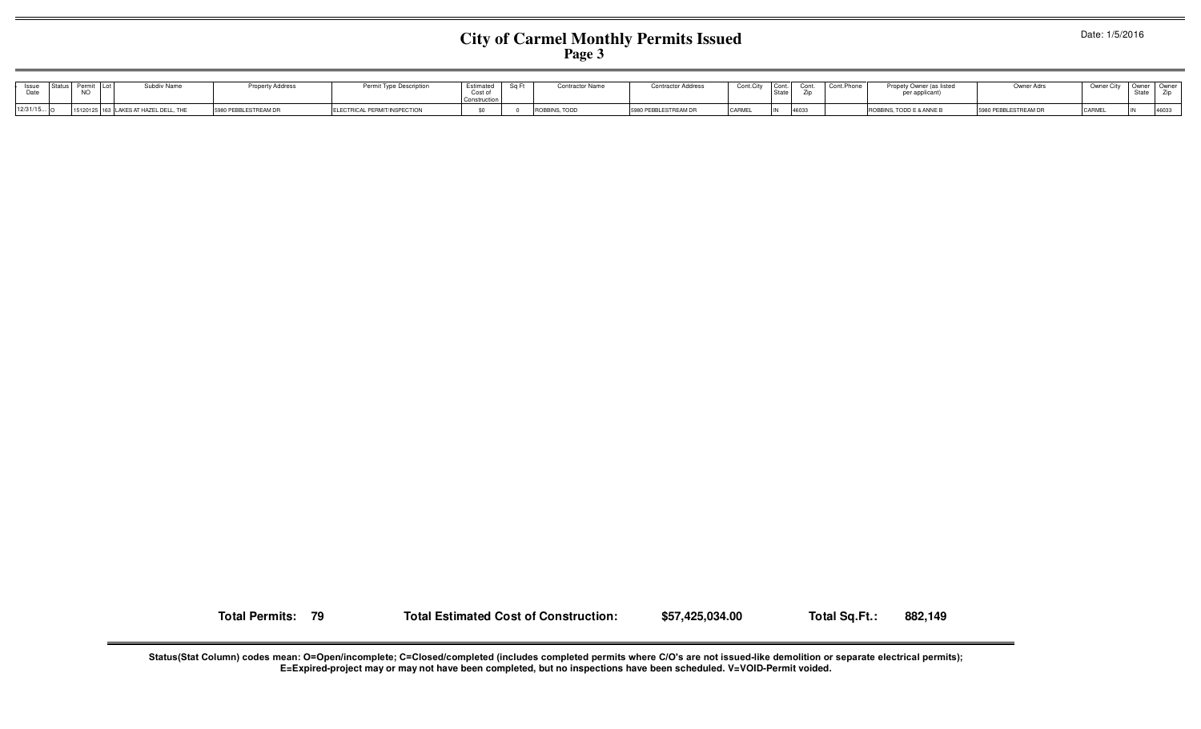# City of Carmel Monthly Permits Issued

Date: 1/5/2016

| Issue Date | Status | Permit NO | Lot | Subdiv Name | Property Address | Permit Type Description | Estimated Cost of Construction | Sq Ft | Contractor Name | Contractor Address | Cont.City | Cont. State | Cont. Zip | Cont.Phone | Propety Owner (as listed per applicant) | Owner Adrs | Owner City | Owner State | Owner Zip |
|---|---|---|---|---|---|---|---|---|---|---|---|---|---|---|---|---|---|---|---|
| 12/31/15... | O | 15120125 | 163 | LAKES AT HAZEL DELL, THE | 5980 PEBBLESTREAM DR | ELECTRICAL PERMIT/INSPECTION | $0 | 0 | ROBBINS, TODD | 5980 PEBBLESTREAM DR | CARMEL | IN | 46033 | | ROBBINS, TODD E & ANNE B | 5980 PEBBLESTREAM DR | CARMEL | IN | 46033 |

**Total Permits: 79** **Total Estimated Cost of Construction: $57,425,034.00** **Total Sq.Ft.: 882,149**

**Status(Stat Column) codes mean: O=Open/incomplete; C=Closed/completed (includes completed permits where C/O's are not issued-like demolition or separate electrical permits); E=Expired-project may or may not have been completed, but no inspections have been scheduled. V=VOID-Permit voided.**